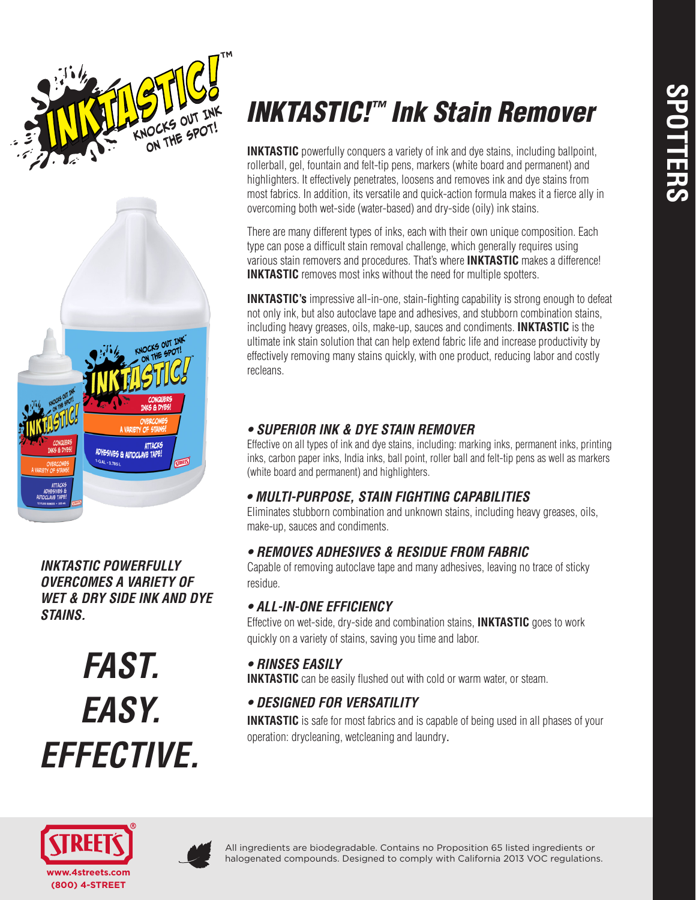# *INKTASTIC!™ Ink Stain Remover*

**INKTASTIC** powerfully conquers a variety of ink and dye stains, including ballpoint, rollerball, gel, fountain and felt-tip pens, markers (white board and permanent) and highlighters. It effectively penetrates, loosens and removes ink and dye stains from most fabrics. In addition, its versatile and quick-action formula makes it a fierce ally in overcoming both wet-side (water-based) and dry-side (oily) ink stains.

There are many different types of inks, each with their own unique composition. Each type can pose a difficult stain removal challenge, which generally requires using various stain removers and procedures. That's where **INKTASTIC** makes a difference! **INKTASTIC** removes most inks without the need for multiple spotters.

**INKTASTIC's** impressive all-in-one, stain-fighting capability is strong enough to defeat not only ink, but also autoclave tape and adhesives, and stubborn combination stains, including heavy greases, oils, make-up, sauces and condiments. **INKTASTIC** is the ultimate ink stain solution that can help extend fabric life and increase productivity by effectively removing many stains quickly, with one product, reducing labor and costly recleans.

***INKTASTIC POWERFULLY OVERCOMES A VARIETY OF WET & DRY SIDE INK AND DYE STAINS.***

***FAST. EASY. EFFECTIVE.***

### *• SUPERIOR INK & DYE STAIN REMOVER*

Effective on all types of ink and dye stains, including: marking inks, permanent inks, printing inks, carbon paper inks, India inks, ball point, roller ball and felt-tip pens as well as markers (white board and permanent) and highlighters.

### *• MULTI-PURPOSE, STAIN FIGHTING CAPABILITIES*

Eliminates stubborn combination and unknown stains, including heavy greases, oils, make-up, sauces and condiments.

### *• REMOVES ADHESIVES & RESIDUE FROM FABRIC*

Capable of removing autoclave tape and many adhesives, leaving no trace of sticky residue.

### *• ALL-IN-ONE EFFICIENCY*

Effective on wet-side, dry-side and combination stains, **INKTASTIC** goes to work quickly on a variety of stains, saving you time and labor.

### *• RINSES EASILY*

**INKTASTIC** can be easily flushed out with cold or warm water, or steam.

### *• DESIGNED FOR VERSATILITY*

**INKTASTIC** is safe for most fabrics and is capable of being used in all phases of your operation: drycleaning, wetcleaning and laundry.

All ingredients are biodegradable. Contains no Proposition 65 listed ingredients or halogenated compounds. Designed to comply with California 2013 VOC regulations.

www.4streets.com
(800) 4-STREET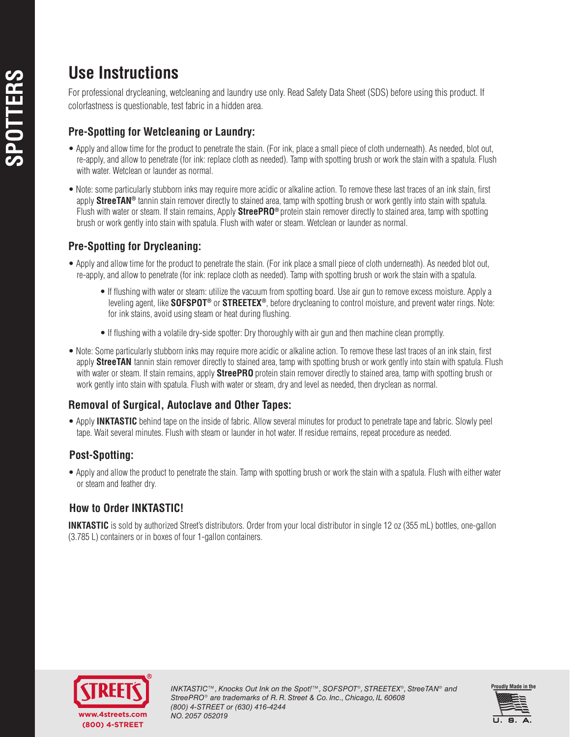# Use Instructions

For professional drycleaning, wetcleaning and laundry use only. Read Safety Data Sheet (SDS) before using this product. If colorfastness is questionable, test fabric in a hidden area.

## Pre-Spotting for Wetcleaning or Laundry:

- Apply and allow time for the product to penetrate the stain. (For ink, place a small piece of cloth underneath). As needed, blot out, re-apply, and allow to penetrate (for ink: replace cloth as needed). Tamp with spotting brush or work the stain with a spatula. Flush with water. Wetclean or launder as normal.
- Note: some particularly stubborn inks may require more acidic or alkaline action. To remove these last traces of an ink stain, first apply **StreeTAN®** tannin stain remover directly to stained area, tamp with spotting brush or work gently into stain with spatula. Flush with water or steam. If stain remains, Apply **StreePRO®** protein stain remover directly to stained area, tamp with spotting brush or work gently into stain with spatula. Flush with water or steam. Wetclean or launder as normal.

## Pre-Spotting for Drycleaning:

- Apply and allow time for the product to penetrate the stain. (For ink place a small piece of cloth underneath). As needed blot out, re-apply, and allow to penetrate (for ink: replace cloth as needed). Tamp with spotting brush or work the stain with a spatula.
  - If flushing with water or steam: utilize the vacuum from spotting board. Use air gun to remove excess moisture. Apply a leveling agent, like **SOFSPOT®** or **STREETEX®**, before drycleaning to control moisture, and prevent water rings. Note: for ink stains, avoid using steam or heat during flushing.
  - If flushing with a volatile dry-side spotter: Dry thoroughly with air gun and then machine clean promptly.
- Note: Some particularly stubborn inks may require more acidic or alkaline action. To remove these last traces of an ink stain, first apply **StreeTAN** tannin stain remover directly to stained area, tamp with spotting brush or work gently into stain with spatula. Flush with water or steam. If stain remains, apply **StreePRO** protein stain remover directly to stained area, tamp with spotting brush or work gently into stain with spatula. Flush with water or steam, dry and level as needed, then dryclean as normal.

## Removal of Surgical, Autoclave and Other Tapes:

- Apply **INKTASTIC** behind tape on the inside of fabric. Allow several minutes for product to penetrate tape and fabric. Slowly peel tape. Wait several minutes. Flush with steam or launder in hot water. If residue remains, repeat procedure as needed.

## Post-Spotting:

- Apply and allow the product to penetrate the stain. Tamp with spotting brush or work the stain with a spatula. Flush with either water or steam and feather dry.

## How to Order INKTASTIC!

**INKTASTIC** is sold by authorized Street's distributors. Order from your local distributor in single 12 oz (355 mL) bottles, one-gallon (3.785 L) containers or in boxes of four 1-gallon containers.

STREETS®
www.4streets.com
(800) 4-STREET

*INKTASTIC™, Knocks Out Ink on the Spot!™, SOFSPOT®, STREETEX®, StreeTAN® and StreePRO® are trademarks of R. R. Street & Co. Inc., Chicago, IL 60608*
*(800) 4-STREET or (630) 416-4244*
*NO. 2057 052019*

Proudly Made in the U.S.A.